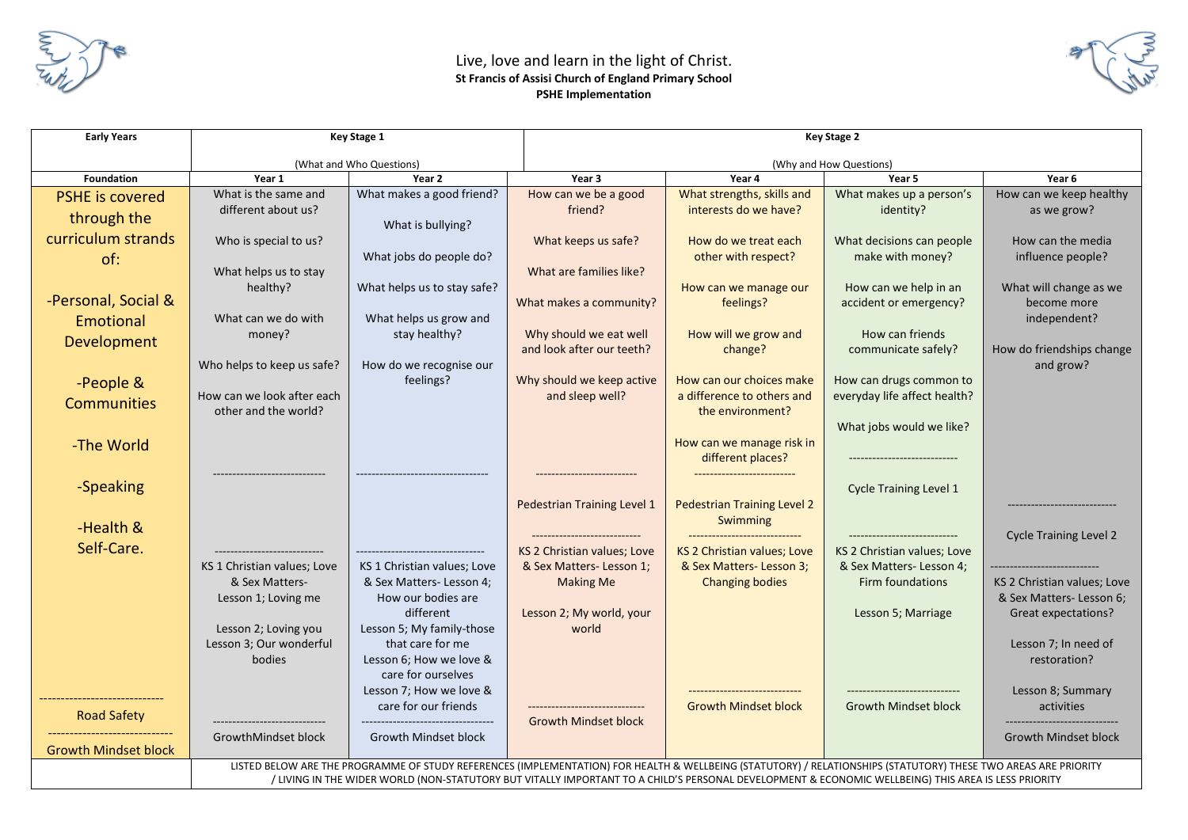Live, love and learn in the light of Christ.

**St Francis of Assisi Church of England Primary School**

**PSHE Implementation**

| Early Years | Key Stage 1 (What and Who Questions) | | Key Stage 2 (Why and How Questions) | | | |
|---|---|---|---|---|---|---|
| **Foundation** | **Year 1** | **Year 2** | **Year 3** | **Year 4** | **Year 5** | **Year 6** |
| PSHE is covered through the curriculum strands of:<br><br>-Personal, Social & Emotional Development<br><br>-People & Communities<br><br>-The World<br><br>-Speaking<br><br>-Health & Self-Care.<br><br>-----------------------------<br>Road Safety<br>-----------------------------<br>Growth Mindset block | What is the same and different about us?<br><br>Who is special to us?<br><br>What helps us to stay healthy?<br><br>What can we do with money?<br><br>Who helps to keep us safe?<br><br>How can we look after each other and the world?<br><br>----------------------------<br><br>---------------------------<br>KS 1 Christian values; Love & Sex Matters- Lesson 1; Loving me<br><br>Lesson 2; Loving you<br>Lesson 3; Our wonderful bodies<br><br>----------------------------<br>GrowthMindset block | What makes a good friend?<br><br>What is bullying?<br><br>What jobs do people do?<br><br>What helps us to stay safe?<br><br>What helps us grow and stay healthy?<br><br>How do we recognise our feelings?<br><br>----------------------------------<br><br>---------------------------------<br>KS 1 Christian values; Love & Sex Matters- Lesson 4; How our bodies are different<br>Lesson 5; My family-those that care for me<br>Lesson 6; How we love & care for ourselves<br>Lesson 7; How we love & care for our friends<br>---------------------------------<br>Growth Mindset block | How can we be a good friend?<br><br>What keeps us safe?<br><br>What are families like?<br><br>What makes a community?<br><br>Why should we eat well and look after our teeth?<br><br>Why should we keep active and sleep well?<br><br>-------------------------<br>Pedestrian Training Level 1<br>----------------------------<br>KS 2 Christian values; Love & Sex Matters- Lesson 1; Making Me<br><br>Lesson 2; My world, your world<br><br>------------------------------<br>Growth Mindset block | What strengths, skills and interests do we have?<br><br>How do we treat each other with respect?<br><br>How can we manage our feelings?<br><br>How will we grow and change?<br><br>How can our choices make a difference to others and the environment?<br><br>How can we manage risk in different places?<br><br>-------------------------<br>Pedestrian Training Level 2<br>Swimming<br>----------------------------<br>KS 2 Christian values; Love & Sex Matters- Lesson 3; Changing bodies<br><br>----------------------------<br>Growth Mindset block | What makes up a person's identity?<br><br>What decisions can people make with money?<br><br>How can we help in an accident or emergency?<br><br>How can friends communicate safely?<br><br>How can drugs common to everyday life affect health?<br><br>What jobs would we like?<br><br>---------------------------<br>Cycle Training Level 1<br><br>---------------------------<br>KS 2 Christian values; Love & Sex Matters- Lesson 4; Firm foundations<br><br>Lesson 5; Marriage<br><br>----------------------------<br>Growth Mindset block | How can we keep healthy as we grow?<br><br>How can the media influence people?<br><br>What will change as we become more independent?<br><br>How do friendships change and grow?<br><br>---------------------------<br>Cycle Training Level 2<br>---------------------------<br>KS 2 Christian values; Love & Sex Matters- Lesson 6; Great expectations?<br><br>Lesson 7; In need of restoration?<br><br>Lesson 8; Summary activities<br>----------------------------<br>Growth Mindset block |
| | LISTED BELOW ARE THE PROGRAMME OF STUDY REFERENCES (IMPLEMENTATION) FOR HEALTH & WELLBEING (STATUTORY) / RELATIONSHIPS (STATUTORY) THESE TWO AREAS ARE PRIORITY / LIVING IN THE WIDER WORLD (NON-STATUTORY BUT VITALLY IMPORTANT TO A CHILD'S PERSONAL DEVELOPMENT & ECONOMIC WELLBEING) THIS AREA IS LESS PRIORITY | | | | | |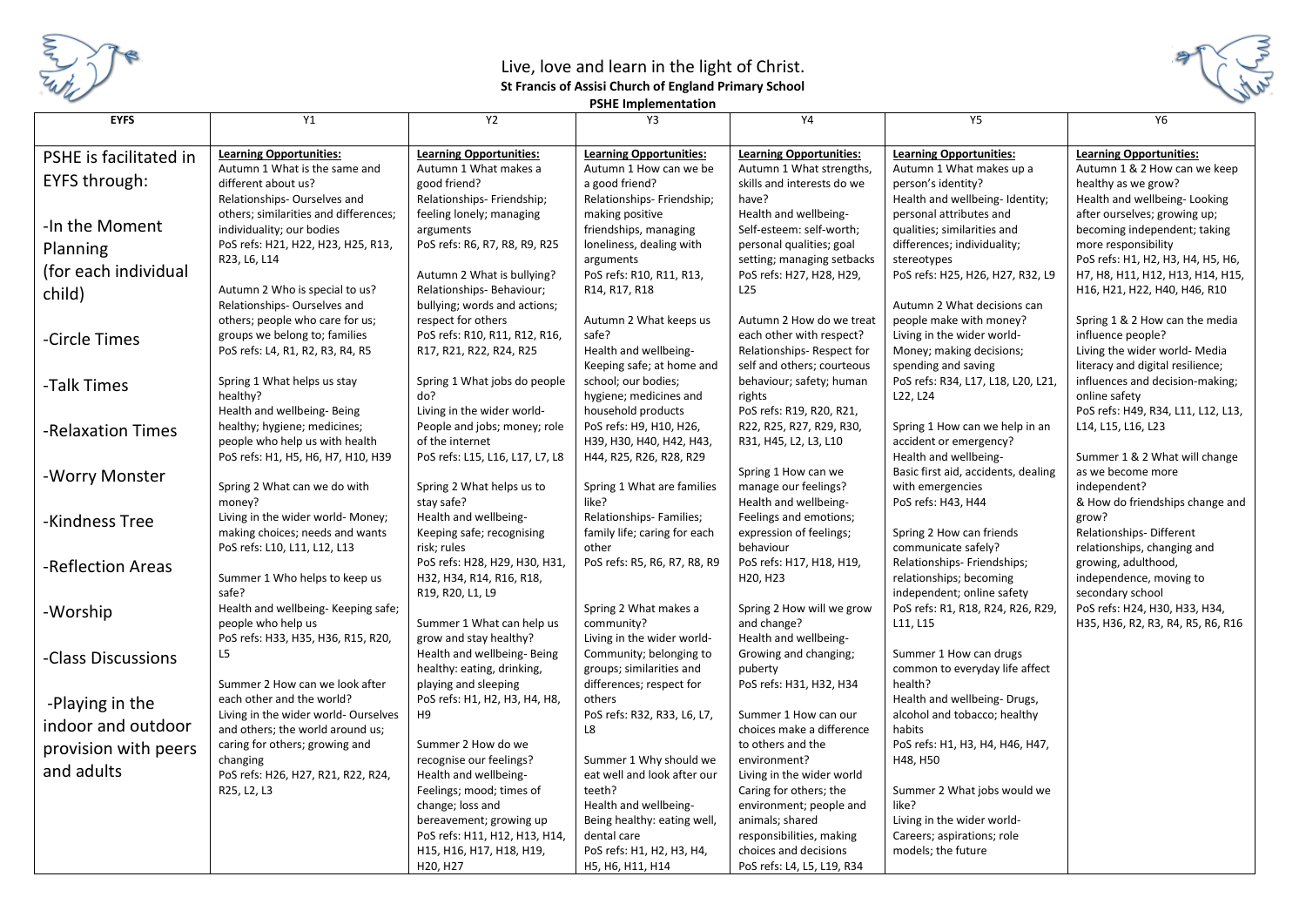Live, love and learn in the light of Christ.

**St Francis of Assisi Church of England Primary School**

**PSHE Implementation**

| EYFS | Y1 | Y2 | Y3 | Y4 | Y5 | Y6 |
|---|---|---|---|---|---|---|
| PSHE is facilitated in EYFS through:<br><br>-In the Moment Planning (for each individual child)<br><br>-Circle Times<br><br>-Talk Times<br><br>-Relaxation Times<br><br>-Worry Monster<br><br>-Kindness Tree<br><br>-Reflection Areas<br><br>-Worship<br><br>-Class Discussions<br><br>-Playing in the indoor and outdoor provision with peers and adults | **Learning Opportunities:**<br>Autumn 1 What is the same and different about us?<br>Relationships- Ourselves and others; similarities and differences; individuality; our bodies<br>PoS refs: H21, H22, H23, H25, R13, R23, L6, L14<br><br>Autumn 2 Who is special to us?<br>Relationships- Ourselves and others; people who care for us; groups we belong to; families<br>PoS refs: L4, R1, R2, R3, R4, R5<br><br>Spring 1 What helps us stay healthy?<br>Health and wellbeing- Being healthy; hygiene; medicines; people who help us with health<br>PoS refs: H1, H5, H6, H7, H10, H39<br><br>Spring 2 What can we do with money?<br>Living in the wider world- Money; making choices; needs and wants<br>PoS refs: L10, L11, L12, L13<br><br>Summer 1 Who helps to keep us safe?<br>Health and wellbeing- Keeping safe; people who help us<br>PoS refs: H33, H35, H36, R15, R20, L5<br><br>Summer 2 How can we look after each other and the world?<br>Living in the wider world- Ourselves and others; the world around us; caring for others; growing and changing<br>PoS refs: H26, H27, R21, R22, R24, R25, L2, L3 | **Learning Opportunities:**<br>Autumn 1 What makes a good friend?<br>Relationships- Friendship; feeling lonely; managing arguments<br>PoS refs: R6, R7, R8, R9, R25<br><br>Autumn 2 What is bullying?<br>Relationships- Behaviour; bullying; words and actions; respect for others<br>PoS refs: R10, R11, R12, R16, R17, R21, R22, R24, R25<br><br>Spring 1 What jobs do people do?<br>Living in the wider world- People and jobs; money; role of the internet<br>PoS refs: L15, L16, L17, L7, L8<br><br>Spring 2 What helps us to stay safe?<br>Health and wellbeing- Keeping safe; recognising risk; rules<br>PoS refs: H28, H29, H30, H31, H32, H34, R14, R16, R18, R19, R20, L1, L9<br><br>Summer 1 What can help us grow and stay healthy?<br>Health and wellbeing- Being healthy: eating, drinking, playing and sleeping<br>PoS refs: H1, H2, H3, H4, H8, H9<br><br>Summer 2 How do we recognise our feelings?<br>Health and wellbeing- Feelings; mood; times of change; loss and bereavement; growing up<br>PoS refs: H11, H12, H13, H14, H15, H16, H17, H18, H19, H20, H27 | **Learning Opportunities:**<br>Autumn 1 How can we be a good friend?<br>Relationships- Friendship; making positive friendships, managing loneliness, dealing with arguments<br>PoS refs: R10, R11, R13, R14, R17, R18<br><br>Autumn 2 What keeps us safe?<br>Health and wellbeing- Keeping safe; at home and school; our bodies; hygiene; medicines and household products<br>PoS refs: H9, H10, H26, H39, H30, H40, H42, H43, H44, R25, R26, R28, R29<br><br>Spring 1 What are families like?<br>Relationships- Families; family life; caring for each other<br>PoS refs: R5, R6, R7, R8, R9<br><br>Spring 2 What makes a community?<br>Living in the wider world- Community; belonging to groups; similarities and differences; respect for others<br>PoS refs: R32, R33, L6, L7, L8<br><br>Summer 1 Why should we eat well and look after our teeth?<br>Health and wellbeing- Being healthy: eating well, dental care<br>PoS refs: H1, H2, H3, H4, H5, H6, H11, H14 | **Learning Opportunities:**<br>Autumn 1 What strengths, skills and interests do we have?<br>Health and wellbeing- Self-esteem: self-worth; personal qualities; goal setting; managing setbacks<br>PoS refs: H27, H28, H29, L25<br><br>Autumn 2 How do we treat each other with respect?<br>Relationships- Respect for self and others; courteous behaviour; safety; human rights<br>PoS refs: R19, R20, R21, R22, R25, R27, R29, R30, R31, H45, L2, L3, L10<br><br>Spring 1 How can we manage our feelings?<br>Health and wellbeing- Feelings and emotions; expression of feelings; behaviour<br>PoS refs: H17, H18, H19, H20, H23<br><br>Spring 2 How will we grow and change?<br>Health and wellbeing- Growing and changing; puberty<br>PoS refs: H31, H32, H34<br><br>Summer 1 How can our choices make a difference to others and the environment?<br>Living in the wider world Caring for others; the environment; people and animals; shared responsibilities, making choices and decisions<br>PoS refs: L4, L5, L19, R34 | **Learning Opportunities:**<br>Autumn 1 What makes up a person's identity?<br>Health and wellbeing- Identity; personal attributes and qualities; similarities and differences; individuality; stereotypes<br>PoS refs: H25, H26, H27, R32, L9<br><br>Autumn 2 What decisions can people make with money?<br>Living in the wider world- Money; making decisions; spending and saving<br>PoS refs: R34, L17, L18, L20, L21, L22, L24<br><br>Spring 1 How can we help in an accident or emergency?<br>Health and wellbeing- Basic first aid, accidents, dealing with emergencies<br>PoS refs: H43, H44<br><br>Spring 2 How can friends communicate safely?<br>Relationships- Friendships; relationships; becoming independent; online safety<br>PoS refs: R1, R18, R24, R26, R29, L11, L15<br><br>Summer 1 How can drugs common to everyday life affect health?<br>Health and wellbeing- Drugs, alcohol and tobacco; healthy habits<br>PoS refs: H1, H3, H4, H46, H47, H48, H50<br><br>Summer 2 What jobs would we like?<br>Living in the wider world- Careers; aspirations; role models; the future | **Learning Opportunities:**<br>Autumn 1 & 2 How can we keep healthy as we grow?<br>Health and wellbeing- Looking after ourselves; growing up; becoming independent; taking more responsibility<br>PoS refs: H1, H2, H3, H4, H5, H6, H7, H8, H11, H12, H13, H14, H15, H16, H21, H22, H40, H46, R10<br><br>Spring 1 & 2 How can the media influence people?<br>Living the wider world- Media literacy and digital resilience; influences and decision-making; online safety<br>PoS refs: H49, R34, L11, L12, L13, L14, L15, L16, L23<br><br>Summer 1 & 2 What will change as we become more independent?<br>& How do friendships change and grow?<br>Relationships- Different relationships, changing and growing, adulthood, independence, moving to secondary school<br>PoS refs: H24, H30, H33, H34, H35, H36, R2, R3, R4, R5, R6, R16 |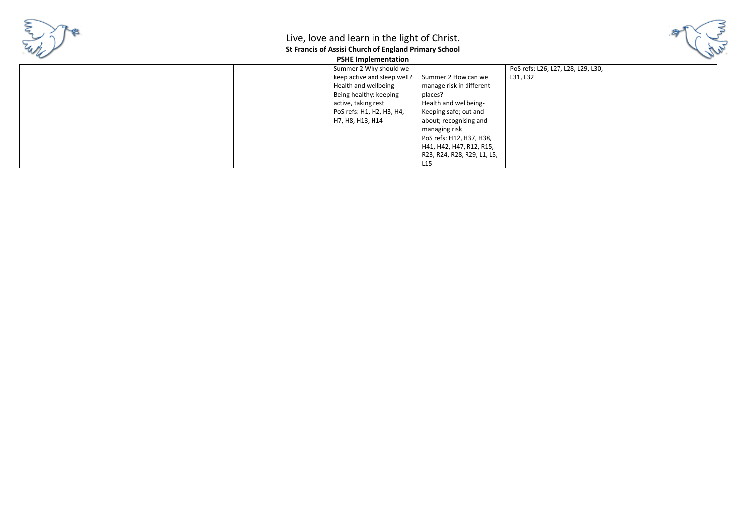Live, love and learn in the light of Christ.

**St Francis of Assisi Church of England Primary School**

**PSHE Implementation**

| | | | | | | |
|---|---|---|---|---|---|---|
| | | | Summer 2 Why should we keep active and sleep well? Health and wellbeing- Being healthy: keeping active, taking rest PoS refs: H1, H2, H3, H4, H7, H8, H13, H14 | Summer 2 How can we manage risk in different places? Health and wellbeing- Keeping safe; out and about; recognising and managing risk PoS refs: H12, H37, H38, H41, H42, H47, R12, R15, R23, R24, R28, R29, L1, L5, L15 | PoS refs: L26, L27, L28, L29, L30, L31, L32 | |